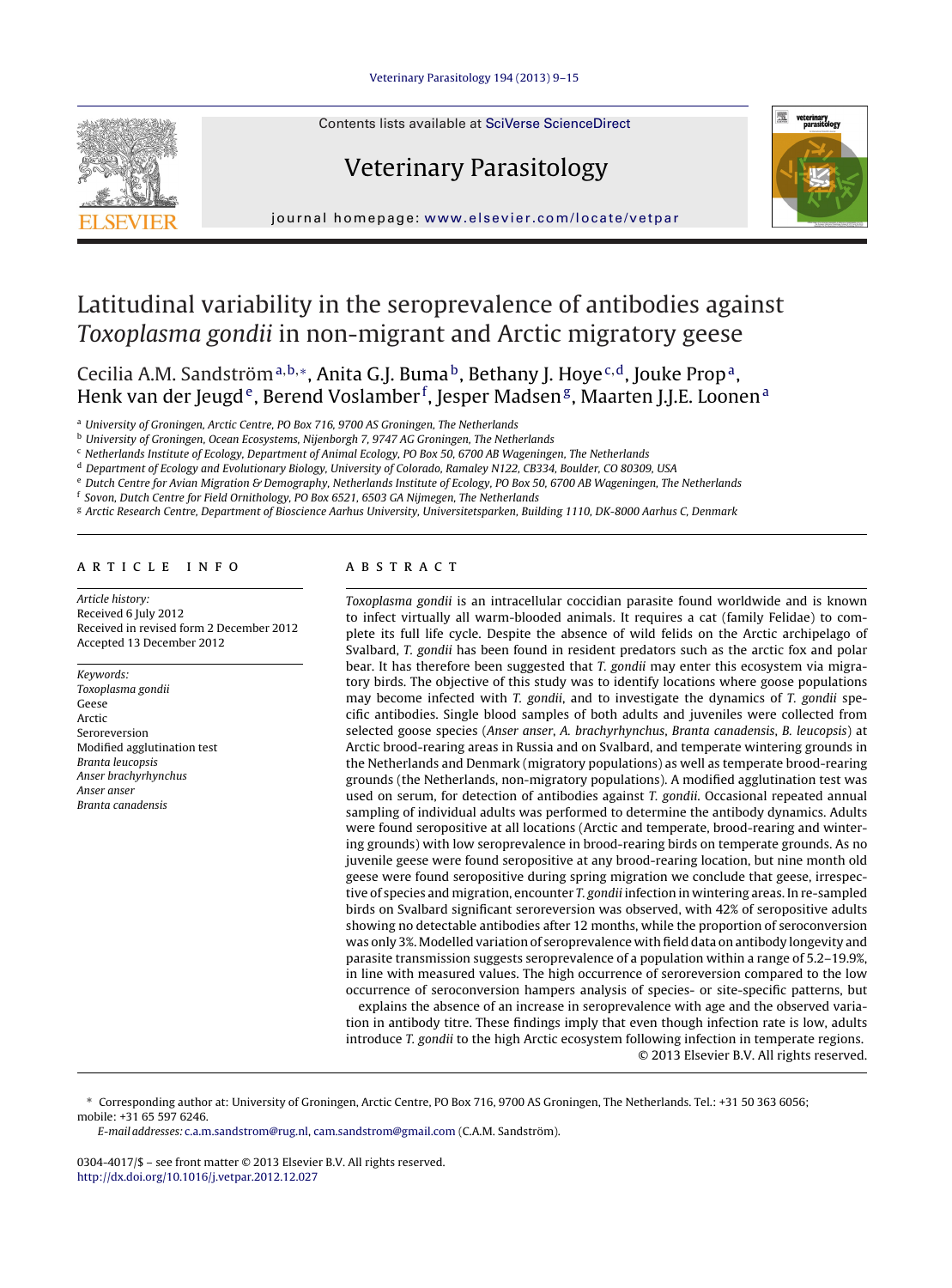# Latitudinal variability in the seroprevalence of antibodies against *Toxoplasma gondii* in non-migrant and Arctic migratory geese

Cecilia A.M. Sandström[a,b,*], Anita G.J. Buma[b], Bethany J. Hoye[c,d], Jouke Prop[a], Henk van der Jeugd[e], Berend Voslamber[f], Jesper Madsen[g], Maarten J.J.E. Loonen[a]

[a] University of Groningen, Arctic Centre, PO Box 716, 9700 AS Groningen, The Netherlands
[b] University of Groningen, Ocean Ecosystems, Nijenborgh 7, 9747 AG Groningen, The Netherlands
[c] Netherlands Institute of Ecology, Department of Animal Ecology, PO Box 50, 6700 AB Wageningen, The Netherlands
[d] Department of Ecology and Evolutionary Biology, University of Colorado, Ramaley N122, CB334, Boulder, CO 80309, USA
[e] Dutch Centre for Avian Migration & Demography, Netherlands Institute of Ecology, PO Box 50, 6700 AB Wageningen, The Netherlands
[f] Sovon, Dutch Centre for Field Ornithology, PO Box 6521, 6503 GA Nijmegen, The Netherlands
[g] Arctic Research Centre, Department of Bioscience Aarhus University, Universitetsparken, Building 1110, DK-8000 Aarhus C, Denmark

## ARTICLE INFO

*Article history:*
Received 6 July 2012
Received in revised form 2 December 2012
Accepted 13 December 2012

*Keywords:*
*Toxoplasma gondii*
Geese
Arctic
Seroreversion
Modified agglutination test
*Branta leucopsis*
*Anser brachyrhynchus*
*Anser anser*
*Branta canadensis*

## ABSTRACT

*Toxoplasma gondii* is an intracellular coccidian parasite found worldwide and is known to infect virtually all warm-blooded animals. It requires a cat (family Felidae) to complete its full life cycle. Despite the absence of wild felids on the Arctic archipelago of Svalbard, *T. gondii* has been found in resident predators such as the arctic fox and polar bear. It has therefore been suggested that *T. gondii* may enter this ecosystem via migratory birds. The objective of this study was to identify locations where goose populations may become infected with *T. gondii*, and to investigate the dynamics of *T. gondii* specific antibodies. Single blood samples of both adults and juveniles were collected from selected goose species (*Anser anser*, *A. brachyrhynchus*, *Branta canadensis*, *B. leucopsis*) at Arctic brood-rearing areas in Russia and on Svalbard, and temperate wintering grounds in the Netherlands and Denmark (migratory populations) as well as temperate brood-rearing grounds (the Netherlands, non-migratory populations). A modified agglutination test was used on serum, for detection of antibodies against *T. gondii*. Occasional repeated annual sampling of individual adults was performed to determine the antibody dynamics. Adults were found seropositive at all locations (Arctic and temperate, brood-rearing and wintering grounds) with low seroprevalence in brood-rearing birds on temperate grounds. As no juvenile geese were found seropositive at any brood-rearing location, but nine month old geese were found seropositive during spring migration we conclude that geese, irrespective of species and migration, encounter *T. gondii* infection in wintering areas. In re-sampled birds on Svalbard significant seroreversion was observed, with 42% of seropositive adults showing no detectable antibodies after 12 months, while the proportion of seroconversion was only 3%. Modelled variation of seroprevalence with field data on antibody longevity and parasite transmission suggests seroprevalence of a population within a range of 5.2–19.9%, in line with measured values. The high occurrence of seroreversion compared to the low occurrence of seroconversion hampers analysis of species- or site-specific patterns, but explains the absence of an increase in seroprevalence with age and the observed variation in antibody titre. These findings imply that even though infection rate is low, adults introduce *T. gondii* to the high Arctic ecosystem following infection in temperate regions.

© 2013 Elsevier B.V. All rights reserved.

---

* Corresponding author at: University of Groningen, Arctic Centre, PO Box 716, 9700 AS Groningen, The Netherlands. Tel.: +31 50 363 6056; mobile: +31 65 597 6246.

*E-mail addresses:* c.a.m.sandstrom@rug.nl, cam.sandstrom@gmail.com (C.A.M. Sandström).

0304-4017/$ – see front matter © 2013 Elsevier B.V. All rights reserved.
http://dx.doi.org/10.1016/j.vetpar.2012.12.027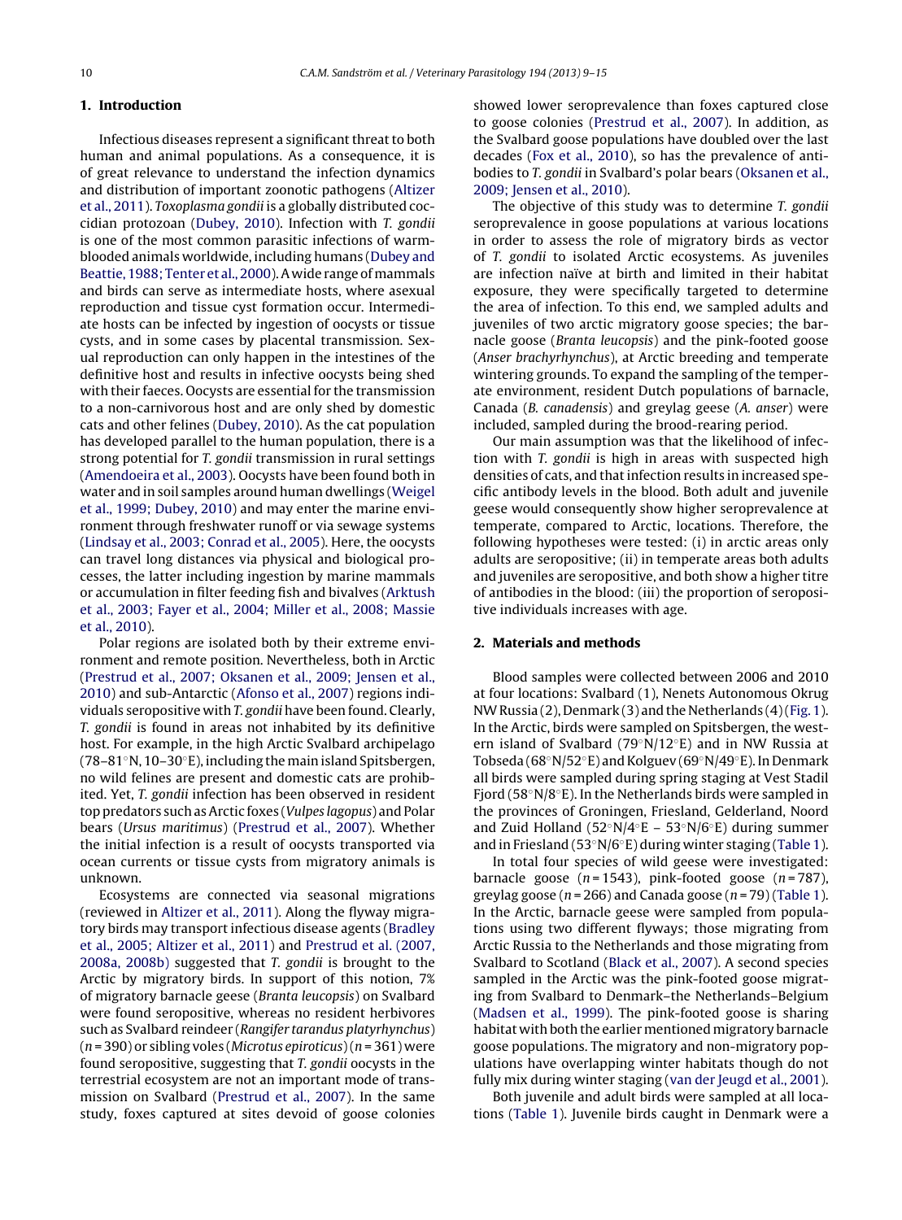## 1. Introduction

Infectious diseases represent a significant threat to both human and animal populations. As a consequence, it is of great relevance to understand the infection dynamics and distribution of important zoonotic pathogens (Altizer et al., 2011). *Toxoplasma gondii* is a globally distributed coccidian protozoan (Dubey, 2010). Infection with *T. gondii* is one of the most common parasitic infections of warm-blooded animals worldwide, including humans (Dubey and Beattie, 1988; Tenter et al., 2000). A wide range of mammals and birds can serve as intermediate hosts, where asexual reproduction and tissue cyst formation occur. Intermediate hosts can be infected by ingestion of oocysts or tissue cysts, and in some cases by placental transmission. Sexual reproduction can only happen in the intestines of the definitive host and results in infective oocysts being shed with their faeces. Oocysts are essential for the transmission to a non-carnivorous host and are only shed by domestic cats and other felines (Dubey, 2010). As the cat population has developed parallel to the human population, there is a strong potential for *T. gondii* transmission in rural settings (Amendoeira et al., 2003). Oocysts have been found both in water and in soil samples around human dwellings (Weigel et al., 1999; Dubey, 2010) and may enter the marine environment through freshwater runoff or via sewage systems (Lindsay et al., 2003; Conrad et al., 2005). Here, the oocysts can travel long distances via physical and biological processes, the latter including ingestion by marine mammals or accumulation in filter feeding fish and bivalves (Arktush et al., 2003; Fayer et al., 2004; Miller et al., 2008; Massie et al., 2010).

Polar regions are isolated both by their extreme environment and remote position. Nevertheless, both in Arctic (Prestrud et al., 2007; Oksanen et al., 2009; Jensen et al., 2010) and sub-Antarctic (Afonso et al., 2007) regions individuals seropositive with *T. gondii* have been found. Clearly, *T. gondii* is found in areas not inhabited by its definitive host. For example, in the high Arctic Svalbard archipelago (78–81°N, 10–30°E), including the main island Spitsbergen, no wild felines are present and domestic cats are prohibited. Yet, *T. gondii* infection has been observed in resident top predators such as Arctic foxes (*Vulpes lagopus*) and Polar bears (*Ursus maritimus*) (Prestrud et al., 2007). Whether the initial infection is a result of oocysts transported via ocean currents or tissue cysts from migratory animals is unknown.

Ecosystems are connected via seasonal migrations (reviewed in Altizer et al., 2011). Along the flyway migratory birds may transport infectious disease agents (Bradley et al., 2005; Altizer et al., 2011) and Prestrud et al. (2007, 2008a, 2008b) suggested that *T. gondii* is brought to the Arctic by migratory birds. In support of this notion, 7% of migratory barnacle geese (*Branta leucopsis*) on Svalbard were found seropositive, whereas no resident herbivores such as Svalbard reindeer (*Rangifer tarandus platyrhynchus*) ($n = 390$) or sibling voles (*Microtus epiroticus*) ($n = 361$) were found seropositive, suggesting that *T. gondii* oocysts in the terrestrial ecosystem are not an important mode of transmission on Svalbard (Prestrud et al., 2007). In the same study, foxes captured at sites devoid of goose colonies showed lower seroprevalence than foxes captured close to goose colonies (Prestrud et al., 2007). In addition, as the Svalbard goose populations have doubled over the last decades (Fox et al., 2010), so has the prevalence of antibodies to *T. gondii* in Svalbard's polar bears (Oksanen et al., 2009; Jensen et al., 2010).

The objective of this study was to determine *T. gondii* seroprevalence in goose populations at various locations in order to assess the role of migratory birds as vector of *T. gondii* to isolated Arctic ecosystems. As juveniles are infection naïve at birth and limited in their habitat exposure, they were specifically targeted to determine the area of infection. To this end, we sampled adults and juveniles of two arctic migratory goose species; the barnacle goose (*Branta leucopsis*) and the pink-footed goose (*Anser brachyrhynchus*), at Arctic breeding and temperate wintering grounds. To expand the sampling of the temperate environment, resident Dutch populations of barnacle, Canada (*B. canadensis*) and greylag geese (*A. anser*) were included, sampled during the brood-rearing period.

Our main assumption was that the likelihood of infection with *T. gondii* is high in areas with suspected high densities of cats, and that infection results in increased specific antibody levels in the blood. Both adult and juvenile geese would consequently show higher seroprevalence at temperate, compared to Arctic, locations. Therefore, the following hypotheses were tested: (i) in arctic areas only adults are seropositive; (ii) in temperate areas both adults and juveniles are seropositive, and both show a higher titre of antibodies in the blood: (iii) the proportion of seropositive individuals increases with age.

## 2. Materials and methods

Blood samples were collected between 2006 and 2010 at four locations: Svalbard (1), Nenets Autonomous Okrug NW Russia (2), Denmark (3) and the Netherlands (4) (Fig. 1). In the Arctic, birds were sampled on Spitsbergen, the western island of Svalbard (79°N/12°E) and in NW Russia at Tobseda (68°N/52°E) and Kolguev (69°N/49°E). In Denmark all birds were sampled during spring staging at Vest Stadil Fjord (58°N/8°E). In the Netherlands birds were sampled in the provinces of Groningen, Friesland, Gelderland, Noord and Zuid Holland (52°N/4°E – 53°N/6°E) during summer and in Friesland (53°N/6°E) during winter staging (Table 1).

In total four species of wild geese were investigated: barnacle goose ($n = 1543$), pink-footed goose ($n = 787$), greylag goose ($n = 266$) and Canada goose ($n = 79$) (Table 1). In the Arctic, barnacle geese were sampled from populations using two different flyways; those migrating from Arctic Russia to the Netherlands and those migrating from Svalbard to Scotland (Black et al., 2007). A second species sampled in the Arctic was the pink-footed goose migrating from Svalbard to Denmark–the Netherlands–Belgium (Madsen et al., 1999). The pink-footed goose is sharing habitat with both the earlier mentioned migratory barnacle goose populations. The migratory and non-migratory populations have overlapping winter habitats though do not fully mix during winter staging (van der Jeugd et al., 2001).

Both juvenile and adult birds were sampled at all locations (Table 1). Juvenile birds caught in Denmark were a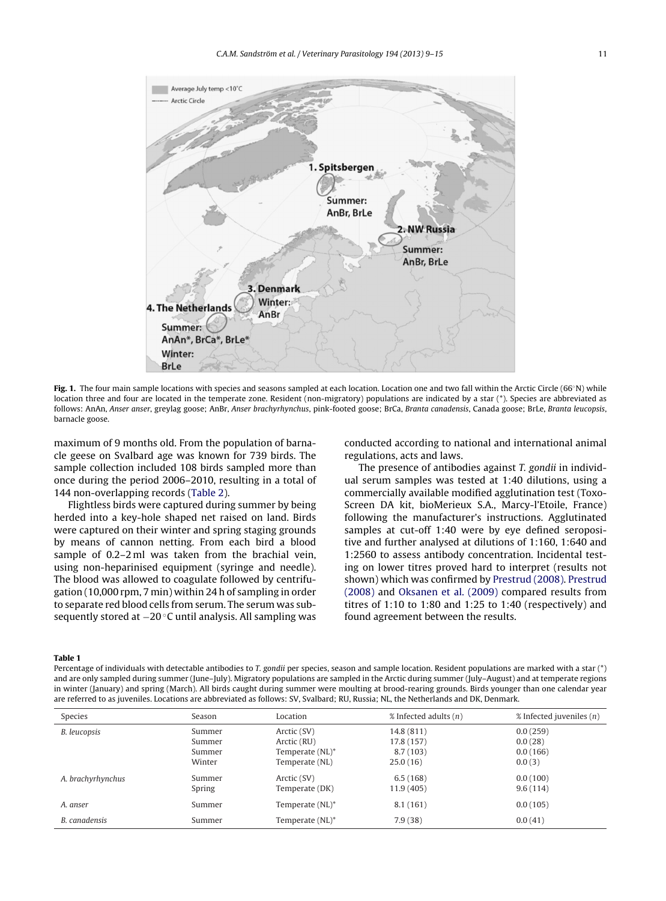Fig. 1. The four main sample locations with species and seasons sampled at each location. Location one and two fall within the Arctic Circle (66°N) while location three and four are located in the temperate zone. Resident (non-migratory) populations are indicated by a star (*). Species are abbreviated as follows: AnAn, *Anser anser*, greylag goose; AnBr, *Anser brachyrhynchus*, pink-footed goose; BrCa, *Branta canadensis*, Canada goose; BrLe, *Branta leucopsis*, barnacle goose.

maximum of 9 months old. From the population of barnacle geese on Svalbard age was known for 739 birds. The sample collection included 108 birds sampled more than once during the period 2006–2010, resulting in a total of 144 non-overlapping records (Table 2).

Flightless birds were captured during summer by being herded into a key-hole shaped net raised on land. Birds were captured on their winter and spring staging grounds by means of cannon netting. From each bird a blood sample of 0.2–2 ml was taken from the brachial vein, using non-heparinised equipment (syringe and needle). The blood was allowed to coagulate followed by centrifugation (10,000 rpm, 7 min) within 24 h of sampling in order to separate red blood cells from serum. The serum was subsequently stored at −20 °C until analysis. All sampling was conducted according to national and international animal regulations, acts and laws.

The presence of antibodies against *T. gondii* in individual serum samples was tested at 1:40 dilutions, using a commercially available modified agglutination test (Toxo-Screen DA kit, bioMerieux S.A., Marcy-l'Etoile, France) following the manufacturer's instructions. Agglutinated samples at cut-off 1:40 were by eye defined seropositive and further analysed at dilutions of 1:160, 1:640 and 1:2560 to assess antibody concentration. Incidental testing on lower titres proved hard to interpret (results not shown) which was confirmed by Prestrud (2008). Prestrud (2008) and Oksanen et al. (2009) compared results from titres of 1:10 to 1:80 and 1:25 to 1:40 (respectively) and found agreement between the results.

**Table 1**
Percentage of individuals with detectable antibodies to *T. gondii* per species, season and sample location. Resident populations are marked with a star (*) and are only sampled during summer (June–July). Migratory populations are sampled in the Arctic during summer (July–August) and at temperate regions in winter (January) and spring (March). All birds caught during summer were moulting at brood-rearing grounds. Birds younger than one calendar year are referred to as juveniles. Locations are abbreviated as follows: SV, Svalbard; RU, Russia; NL, the Netherlands and DK, Denmark.

| Species | Season | Location | % Infected adults (*n*) | % Infected juveniles (*n*) |
|---|---|---|---|---|
| *B. leucopsis* | Summer | Arctic (SV) | 14.8 (811) | 0.0 (259) |
| | Summer | Arctic (RU) | 17.8 (157) | 0.0 (28) |
| | Summer | Temperate (NL)* | 8.7 (103) | 0.0 (166) |
| | Winter | Temperate (NL) | 25.0 (16) | 0.0 (3) |
| *A. brachyrhynchus* | Summer | Arctic (SV) | 6.5 (168) | 0.0 (100) |
| | Spring | Temperate (DK) | 11.9 (405) | 9.6 (114) |
| *A. anser* | Summer | Temperate (NL)* | 8.1 (161) | 0.0 (105) |
| *B. canadensis* | Summer | Temperate (NL)* | 7.9 (38) | 0.0 (41) |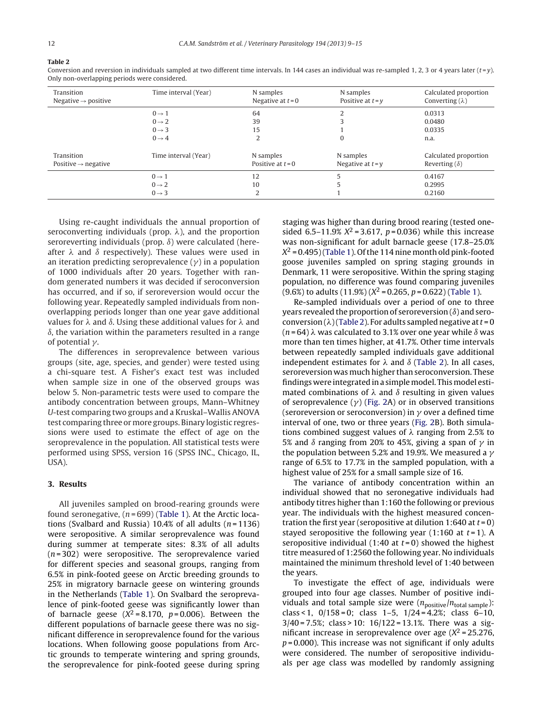**Table 2**

Conversion and reversion in individuals sampled at two different time intervals. In 144 cases an individual was re-sampled 1, 2, 3 or 4 years later ($t = y$). Only non-overlapping periods were considered.

| Transition Negative → positive | Time interval (Year) | N samples Negative at $t = 0$ | N samples Positive at $t = y$ | Calculated proportion Converting ($\lambda$) |
|---|---|---|---|---|
| | 0 → 1 | 64 | 2 | 0.0313 |
| | 0 → 2 | 39 | 3 | 0.0480 |
| | 0 → 3 | 15 | 1 | 0.0335 |
| | 0 → 4 | 2 | 0 | n.a. |
| **Transition Positive → negative** | **Time interval (Year)** | **N samples Positive at $t = 0$** | **N samples Negative at $t = y$** | **Calculated proportion Reverting ($\delta$)** |
| | 0 → 1 | 12 | 5 | 0.4167 |
| | 0 → 2 | 10 | 5 | 0.2995 |
| | 0 → 3 | 2 | 1 | 0.2160 |

Using re-caught individuals the annual proportion of seroconverting individuals (prop. $\lambda$), and the proportion seroreverting individuals (prop. $\delta$) were calculated (hereafter $\lambda$ and $\delta$ respectively). These values were used in an iteration predicting seroprevalence ($\gamma$) in a population of 1000 individuals after 20 years. Together with random generated numbers it was decided if seroconversion has occurred, and if so, if seroreversion would occur the following year. Repeatedly sampled individuals from non-overlapping periods longer than one year gave additional values for $\lambda$ and $\delta$. Using these additional values for $\lambda$ and $\delta$, the variation within the parameters resulted in a range of potential $\gamma$.

The differences in seroprevalence between various groups (site, age, species, and gender) were tested using a chi-square test. A Fisher's exact test was included when sample size in one of the observed groups was below 5. Non-parametric tests were used to compare the antibody concentration between groups, Mann–Whitney *U*-test comparing two groups and a Kruskal–Wallis ANOVA test comparing three or more groups. Binary logistic regressions were used to estimate the effect of age on the seroprevalence in the population. All statistical tests were performed using SPSS, version 16 (SPSS INC., Chicago, IL, USA).

## 3. Results

All juveniles sampled on brood-rearing grounds were found seronegative, ($n = 699$) (Table 1). At the Arctic locations (Svalbard and Russia) 10.4% of all adults ($n = 1136$) were seropositive. A similar seroprevalence was found during summer at temperate sites: 8.3% of all adults ($n = 302$) were seropositive. The seroprevalence varied for different species and seasonal groups, ranging from 6.5% in pink-footed geese on Arctic breeding grounds to 25% in migratory barnacle geese on wintering grounds in the Netherlands (Table 1). On Svalbard the seroprevalence of pink-footed geese was significantly lower than of barnacle geese ($X^2 = 8.170$, $p = 0.006$). Between the different populations of barnacle geese there was no significant difference in seroprevalence found for the various locations. When following goose populations from Arctic grounds to temperate wintering and spring grounds, the seroprevalence for pink-footed geese during spring staging was higher than during brood rearing (tested one-sided 6.5–11.9% $X^2 = 3.617$, $p = 0.036$) while this increase was non-significant for adult barnacle geese (17.8–25.0% $X^2 = 0.495$) (Table 1). Of the 114 nine month old pink-footed goose juveniles sampled on spring staging grounds in Denmark, 11 were seropositive. Within the spring staging population, no difference was found comparing juveniles (9.6%) to adults (11.9%) ($X^2 = 0.265$, $p = 0.622$) (Table 1).

Re-sampled individuals over a period of one to three years revealed the proportion of seroreversion ($\delta$) and seroconversion ($\lambda$) (Table 2). For adults sampled negative at $t = 0$ ($n = 64$) $\lambda$ was calculated to 3.1% over one year while $\delta$ was more than ten times higher, at 41.7%. Other time intervals between repeatedly sampled individuals gave additional independent estimates for $\lambda$ and $\delta$ (Table 2). In all cases, seroreversion was much higher than seroconversion. These findings were integrated in a simple model. This model estimated combinations of $\lambda$ and $\delta$ resulting in given values of seroprevalence ($\gamma$) (Fig. 2A) or in observed transitions (seroreversion or seroconversion) in $\gamma$ over a defined time interval of one, two or three years (Fig. 2B). Both simulations combined suggest values of $\lambda$ ranging from 2.5% to 5% and $\delta$ ranging from 20% to 45%, giving a span of $\gamma$ in the population between 5.2% and 19.9%. We measured a $\gamma$ range of 6.5% to 17.7% in the sampled population, with a highest value of 25% for a small sample size of 16.

The variance of antibody concentration within an individual showed that no seronegative individuals had antibody titres higher than 1:160 the following or previous year. The individuals with the highest measured concentration the first year (seropositive at dilution 1:640 at $t = 0$) stayed seropositive the following year (1:160 at $t = 1$). A seropositive individual (1:40 at $t = 0$) showed the highest titre measured of 1:2560 the following year. No individuals maintained the minimum threshold level of 1:40 between the years.

To investigate the effect of age, individuals were grouped into four age classes. Number of positive individuals and total sample size were ($n_{positive}/n_{total\ sample}$): class < 1, 0/158 = 0; class 1–5, 1/24 = 4.2%; class 6–10, 3/40 = 7.5%; class > 10: 16/122 = 13.1%. There was a significant increase in seroprevalence over age ($X^2 = 25.276$, $p = 0.000$). This increase was not significant if only adults were considered. The number of seropositive individuals per age class was modelled by randomly assigning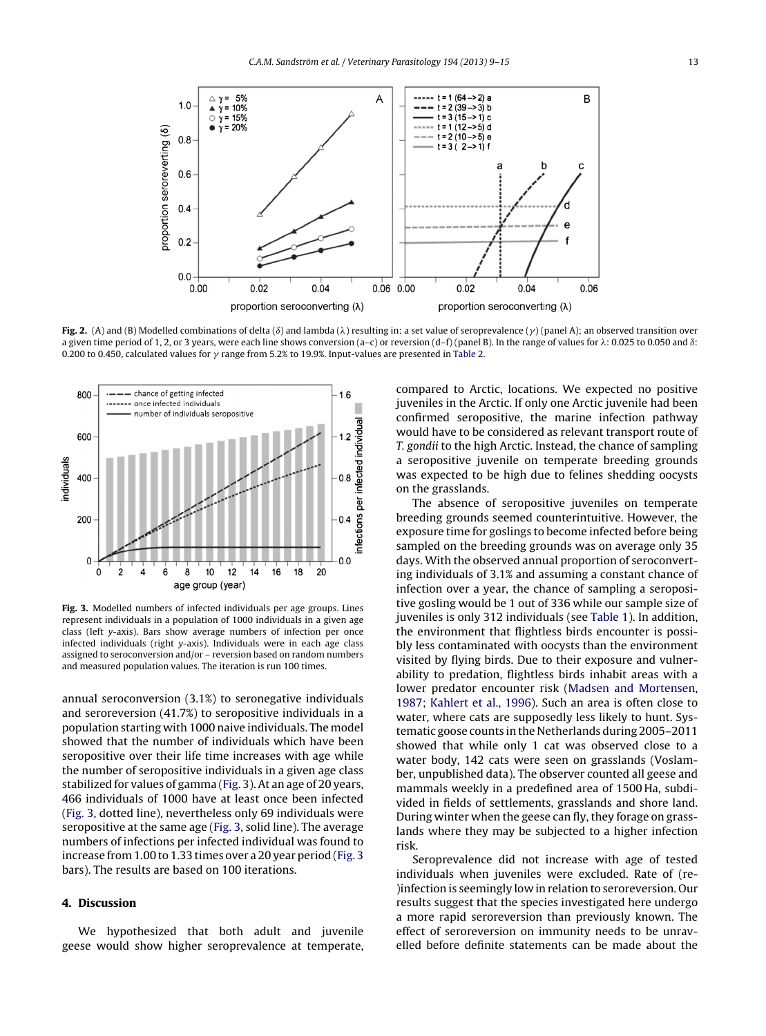**Fig. 2.** (A) and (B) Modelled combinations of delta ($\delta$) and lambda ($\lambda$) resulting in: a set value of seroprevalence ($\gamma$) (panel A); an observed transition over a given time period of 1, 2, or 3 years, were each line shows conversion (a–c) or reversion (d–f) (panel B). In the range of values for $\lambda$: 0.025 to 0.050 and $\delta$: 0.200 to 0.450, calculated values for $\gamma$ range from 5.2% to 19.9%. Input-values are presented in Table 2.

**Fig. 3.** Modelled numbers of infected individuals per age groups. Lines represent individuals in a population of 1000 individuals in a given age class (left y-axis). Bars show average numbers of infection per once infected individuals (right y-axis). Individuals were in each age class assigned to seroconversion and/or – reversion based on random numbers and measured population values. The iteration is run 100 times.

annual seroconversion (3.1%) to seronegative individuals and seroreversion (41.7%) to seropositive individuals in a population starting with 1000 naive individuals. The model showed that the number of individuals which have been seropositive over their life time increases with age while the number of seropositive individuals in a given age class stabilized for values of gamma (Fig. 3). At an age of 20 years, 466 individuals of 1000 have at least once been infected (Fig. 3, dotted line), nevertheless only 69 individuals were seropositive at the same age (Fig. 3, solid line). The average numbers of infections per infected individual was found to increase from 1.00 to 1.33 times over a 20 year period (Fig. 3 bars). The results are based on 100 iterations.

## 4. Discussion

We hypothesized that both adult and juvenile geese would show higher seroprevalence at temperate, compared to Arctic, locations. We expected no positive juveniles in the Arctic. If only one Arctic juvenile had been confirmed seropositive, the marine infection pathway would have to be considered as relevant transport route of *T. gondii* to the high Arctic. Instead, the chance of sampling a seropositive juvenile on temperate breeding grounds was expected to be high due to felines shedding oocysts on the grasslands.

The absence of seropositive juveniles on temperate breeding grounds seemed counterintuitive. However, the exposure time for goslings to become infected before being sampled on the breeding grounds was on average only 35 days. With the observed annual proportion of seroconverting individuals of 3.1% and assuming a constant chance of infection over a year, the chance of sampling a seropositive gosling would be 1 out of 336 while our sample size of juveniles is only 312 individuals (see Table 1). In addition, the environment that flightless birds encounter is possibly less contaminated with oocysts than the environment visited by flying birds. Due to their exposure and vulnerability to predation, flightless birds inhabit areas with a lower predator encounter risk (Madsen and Mortensen, 1987; Kahlert et al., 1996). Such an area is often close to water, where cats are supposedly less likely to hunt. Systematic goose counts in the Netherlands during 2005–2011 showed that while only 1 cat was observed close to a water body, 142 cats were seen on grasslands (Voslamber, unpublished data). The observer counted all geese and mammals weekly in a predefined area of 1500 Ha, subdivided in fields of settlements, grasslands and shore land. During winter when the geese can fly, they forage on grasslands where they may be subjected to a higher infection risk.

Seroprevalence did not increase with age of tested individuals when juveniles were excluded. Rate of (re-)infection is seemingly low in relation to seroreversion. Our results suggest that the species investigated here undergo a more rapid seroreversion than previously known. The effect of seroreversion on immunity needs to be unravelled before definite statements can be made about the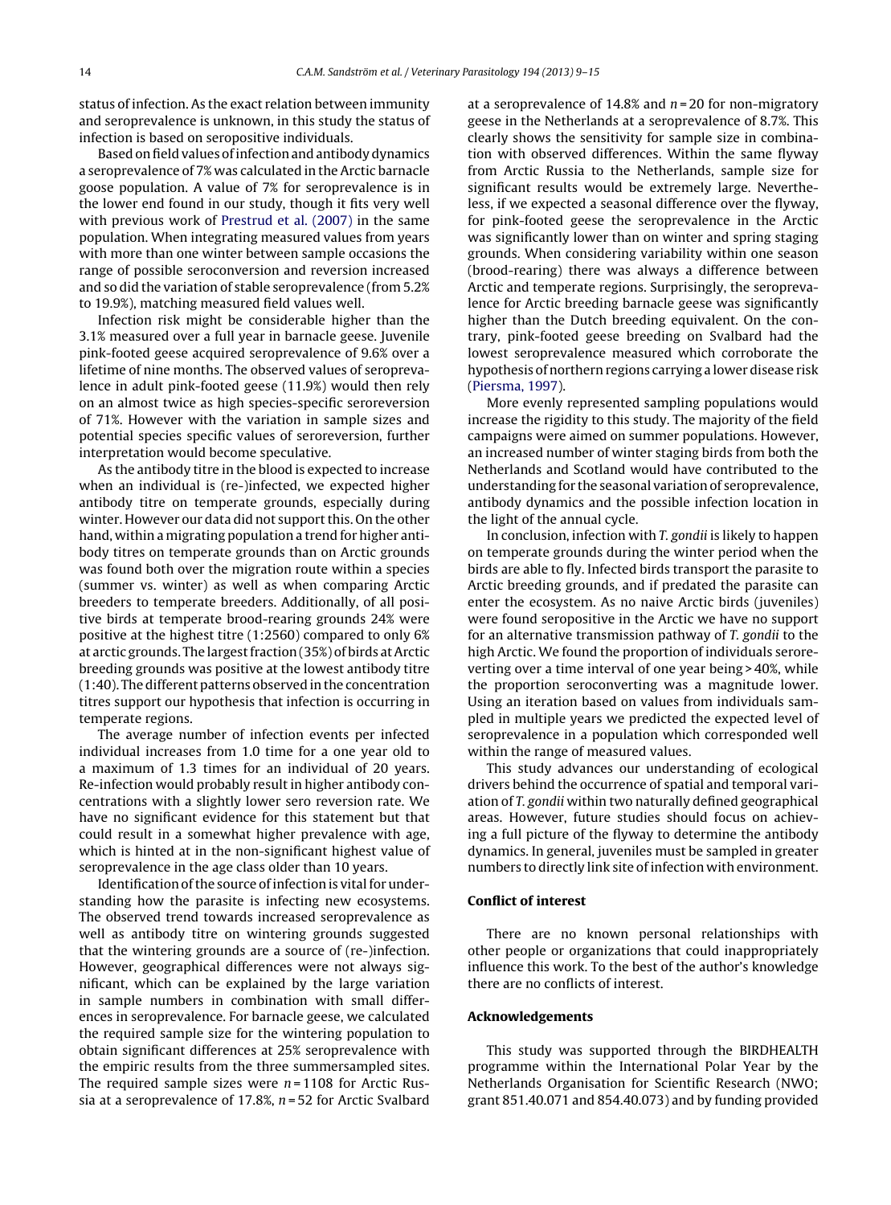status of infection. As the exact relation between immunity and seroprevalence is unknown, in this study the status of infection is based on seropositive individuals.

Based on field values of infection and antibody dynamics a seroprevalence of 7% was calculated in the Arctic barnacle goose population. A value of 7% for seroprevalence is in the lower end found in our study, though it fits very well with previous work of Prestrud et al. (2007) in the same population. When integrating measured values from years with more than one winter between sample occasions the range of possible seroconversion and reversion increased and so did the variation of stable seroprevalence (from 5.2% to 19.9%), matching measured field values well.

Infection risk might be considerable higher than the 3.1% measured over a full year in barnacle geese. Juvenile pink-footed geese acquired seroprevalence of 9.6% over a lifetime of nine months. The observed values of seroprevalence in adult pink-footed geese (11.9%) would then rely on an almost twice as high species-specific seroreversion of 71%. However with the variation in sample sizes and potential species specific values of seroreversion, further interpretation would become speculative.

As the antibody titre in the blood is expected to increase when an individual is (re-)infected, we expected higher antibody titre on temperate grounds, especially during winter. However our data did not support this. On the other hand, within a migrating population a trend for higher antibody titres on temperate grounds than on Arctic grounds was found both over the migration route within a species (summer vs. winter) as well as when comparing Arctic breeders to temperate breeders. Additionally, of all positive birds at temperate brood-rearing grounds 24% were positive at the highest titre (1:2560) compared to only 6% at arctic grounds. The largest fraction (35%) of birds at Arctic breeding grounds was positive at the lowest antibody titre (1:40). The different patterns observed in the concentration titres support our hypothesis that infection is occurring in temperate regions.

The average number of infection events per infected individual increases from 1.0 time for a one year old to a maximum of 1.3 times for an individual of 20 years. Re-infection would probably result in higher antibody concentrations with a slightly lower sero reversion rate. We have no significant evidence for this statement but that could result in a somewhat higher prevalence with age, which is hinted at in the non-significant highest value of seroprevalence in the age class older than 10 years.

Identification of the source of infection is vital for understanding how the parasite is infecting new ecosystems. The observed trend towards increased seroprevalence as well as antibody titre on wintering grounds suggested that the wintering grounds are a source of (re-)infection. However, geographical differences were not always significant, which can be explained by the large variation in sample numbers in combination with small differences in seroprevalence. For barnacle geese, we calculated the required sample size for the wintering population to obtain significant differences at 25% seroprevalence with the empiric results from the three summersampled sites. The required sample sizes were $n = 1108$ for Arctic Russia at a seroprevalence of 17.8%, $n = 52$ for Arctic Svalbard at a seroprevalence of 14.8% and $n = 20$ for non-migratory geese in the Netherlands at a seroprevalence of 8.7%. This clearly shows the sensitivity for sample size in combination with observed differences. Within the same flyway from Arctic Russia to the Netherlands, sample size for significant results would be extremely large. Nevertheless, if we expected a seasonal difference over the flyway, for pink-footed geese the seroprevalence in the Arctic was significantly lower than on winter and spring staging grounds. When considering variability within one season (brood-rearing) there was always a difference between Arctic and temperate regions. Surprisingly, the seroprevalence for Arctic breeding barnacle geese was significantly higher than the Dutch breeding equivalent. On the contrary, pink-footed geese breeding on Svalbard had the lowest seroprevalence measured which corroborate the hypothesis of northern regions carrying a lower disease risk (Piersma, 1997).

More evenly represented sampling populations would increase the rigidity to this study. The majority of the field campaigns were aimed on summer populations. However, an increased number of winter staging birds from both the Netherlands and Scotland would have contributed to the understanding for the seasonal variation of seroprevalence, antibody dynamics and the possible infection location in the light of the annual cycle.

In conclusion, infection with *T. gondii* is likely to happen on temperate grounds during the winter period when the birds are able to fly. Infected birds transport the parasite to Arctic breeding grounds, and if predated the parasite can enter the ecosystem. As no naive Arctic birds (juveniles) were found seropositive in the Arctic we have no support for an alternative transmission pathway of *T. gondii* to the high Arctic. We found the proportion of individuals seroreverting over a time interval of one year being > 40%, while the proportion seroconverting was a magnitude lower. Using an iteration based on values from individuals sampled in multiple years we predicted the expected level of seroprevalence in a population which corresponded well within the range of measured values.

This study advances our understanding of ecological drivers behind the occurrence of spatial and temporal variation of *T. gondii* within two naturally defined geographical areas. However, future studies should focus on achieving a full picture of the flyway to determine the antibody dynamics. In general, juveniles must be sampled in greater numbers to directly link site of infection with environment.

## Conflict of interest

There are no known personal relationships with other people or organizations that could inappropriately influence this work. To the best of the author's knowledge there are no conflicts of interest.

## Acknowledgements

This study was supported through the BIRDHEALTH programme within the International Polar Year by the Netherlands Organisation for Scientific Research (NWO; grant 851.40.071 and 854.40.073) and by funding provided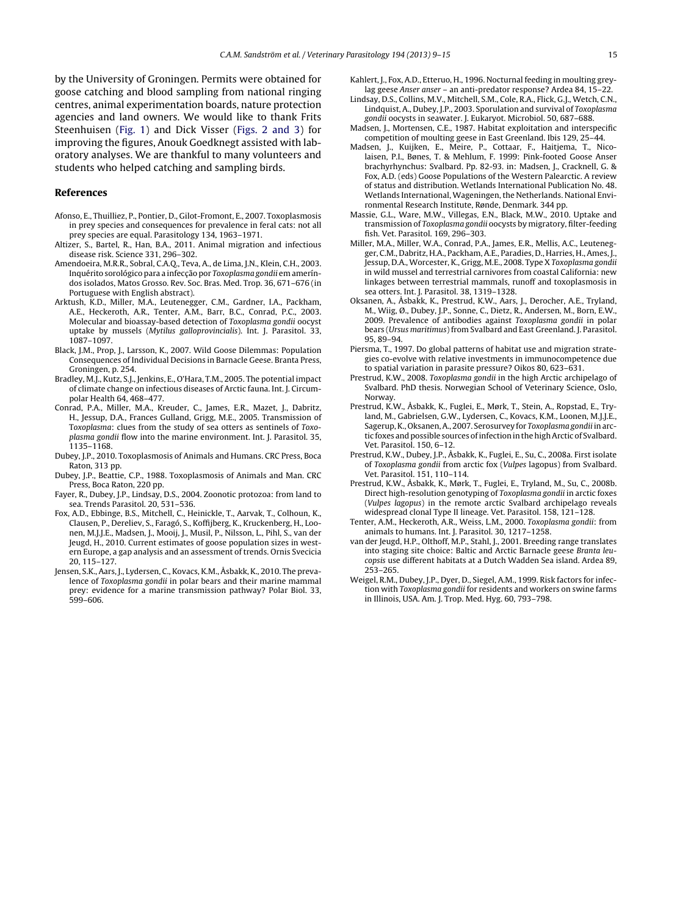by the University of Groningen. Permits were obtained for goose catching and blood sampling from national ringing centres, animal experimentation boards, nature protection agencies and land owners. We would like to thank Frits Steenhuisen (Fig. 1) and Dick Visser (Figs. 2 and 3) for improving the figures, Anouk Goedknegt assisted with laboratory analyses. We are thankful to many volunteers and students who helped catching and sampling birds.

## References

Afonso, E., Thuilliez, P., Pontier, D., Gilot-Fromont, E., 2007. Toxoplasmosis in prey species and consequences for prevalence in feral cats: not all prey species are equal. Parasitology 134, 1963–1971.

Altizer, S., Bartel, R., Han, B.A., 2011. Animal migration and infectious disease risk. Science 331, 296–302.

Amendoeira, M.R.R., Sobral, C.A.Q., Teva, A., de Lima, J.N., Klein, C.H., 2003. Inquérito sorológico para a infecção por *Toxoplasma gondii* em ameríndos isolados, Matos Grosso. Rev. Soc. Bras. Med. Trop. 36, 671–676 (in Portuguese with English abstract).

Arktush, K.D., Miller, M.A., Leutenegger, C.M., Gardner, I.A., Packham, A.E., Heckeroth, A.R., Tenter, A.M., Barr, B.C., Conrad, P.C., 2003. Molecular and bioassay-based detection of *Toxoplasma gondii* oocyst uptake by mussels (*Mytilus galloprovincialis*). Int. J. Parasitol. 33, 1087–1097.

Black, J.M., Prop, J., Larsson, K., 2007. Wild Goose Dilemmas: Population Consequences of Individual Decisions in Barnacle Geese. Branta Press, Groningen, p. 254.

Bradley, M.J., Kutz, S.J., Jenkins, E., O'Hara, T.M., 2005. The potential impact of climate change on infectious diseases of Arctic fauna. Int. J. Circumpolar Health 64, 468–477.

Conrad, P.A., Miller, M.A., Kreuder, C., James, E.R., Mazet, J., Dabritz, H., Jessup, D.A., Frances Gulland, Grigg, M.E., 2005. Transmission of T*oxoplasma*: clues from the study of sea otters as sentinels of *Toxoplasma gondii* flow into the marine environment. Int. J. Parasitol. 35, 1135–1168.

Dubey, J.P., 2010. Toxoplasmosis of Animals and Humans. CRC Press, Boca Raton, 313 pp.

Dubey, J.P., Beattie, C.P., 1988. Toxoplasmosis of Animals and Man. CRC Press, Boca Raton, 220 pp.

Fayer, R., Dubey, J.P., Lindsay, D.S., 2004. Zoonotic protozoa: from land to sea. Trends Parasitol. 20, 531–536.

Fox, A.D., Ebbinge, B.S., Mitchell, C., Heinickle, T., Aarvak, T., Colhoun, K., Clausen, P., Dereliev, S., Faragó, S., Koffijberg, K., Kruckenberg, H., Loonen, M.J.J.E., Madsen, J., Mooij, J., Musil, P., Nilsson, L., Pihl, S., van der Jeugd, H., 2010. Current estimates of goose population sizes in western Europe, a gap analysis and an assessment of trends. Ornis Svecicia 20, 115–127.

Jensen, S.K., Aars, J., Lydersen, C., Kovacs, K.M., Åsbakk, K., 2010. The prevalence of *Toxoplasma gondii* in polar bears and their marine mammal prey: evidence for a marine transmission pathway? Polar Biol. 33, 599–606.

Kahlert, J., Fox, A.D., Etteruo, H., 1996. Nocturnal feeding in moulting greylag geese *Anser anser* – an anti-predator response? Ardea 84, 15–22.

Lindsay, D.S., Collins, M.V., Mitchell, S.M., Cole, R.A., Flick, G.J., Wetch, C.N., Lindquist, A., Dubey, J.P., 2003. Sporulation and survival of *Toxoplasma gondii* oocysts in seawater. J. Eukaryot. Microbiol. 50, 687–688.

Madsen, J., Mortensen, C.E., 1987. Habitat exploitation and interspecific competition of moulting geese in East Greenland. Ibis 129, 25–44.

Madsen, J., Kuijken, E., Meire, P., Cottaar, F., Haitjema, T., Nicolaisen, P.I., Bønes, T. & Mehlum, F. 1999: Pink-footed Goose Anser brachyrhynchus: Svalbard. Pp. 82-93. in: Madsen, J., Cracknell, G. & Fox, A.D. (eds) Goose Populations of the Western Palearctic. A review of status and distribution. Wetlands International Publication No. 48. Wetlands International, Wageningen, the Netherlands. National Environmental Research Institute, Rønde, Denmark. 344 pp.

Massie, G.L., Ware, M.W., Villegas, E.N., Black, M.W., 2010. Uptake and transmission of *Toxoplasma gondii* oocysts by migratory, filter-feeding fish. Vet. Parasitol. 169, 296–303.

Miller, M.A., Miller, W.A., Conrad, P.A., James, E.R., Mellis, A.C., Leutenegger, C.M., Dabritz, H.A., Packham, A.E., Paradies, D., Harries, H., Ames, J., Jessup, D.A., Worcester, K., Grigg, M.E., 2008. Type X *Toxoplasma gondii* in wild mussel and terrestrial carnivores from coastal California: new linkages between terrestrial mammals, runoff and toxoplasmosis in sea otters. Int. J. Parasitol. 38, 1319–1328.

Oksanen, A., Åsbakk, K., Prestrud, K.W., Aars, J., Derocher, A.E., Tryland, M., Wiig, Ø., Dubey, J.P., Sonne, C., Dietz, R., Andersen, M., Born, E.W., 2009. Prevalence of antibodies against *Toxoplasma gondii* in polar bears (*Ursus maritimus*) from Svalbard and East Greenland. J. Parasitol. 95, 89–94.

Piersma, T., 1997. Do global patterns of habitat use and migration strategies co-evolve with relative investments in immunocompetence due to spatial variation in parasite pressure? Oikos 80, 623–631.

Prestrud, K.W., 2008. *Toxoplasma gondii* in the high Arctic archipelago of Svalbard. PhD thesis. Norwegian School of Veterinary Science, Oslo, Norway.

Prestrud, K.W., Åsbakk, K., Fuglei, E., Mørk, T., Stein, A., Ropstad, E., Tryland, M., Gabrielsen, G.W., Lydersen, C., Kovacs, K.M., Loonen, M.J.J.E., Sagerup, K., Oksanen, A., 2007. Serosurvey for *Toxoplasma gondii* in arctic foxes and possible sources of infection in the high Arctic of Svalbard. Vet. Parasitol. 150, 6–12.

Prestrud, K.W., Dubey, J.P., Åsbakk, K., Fuglei, E., Su, C., 2008a. First isolate of *Toxoplasma gondii* from arctic fox (*Vulpes* lagopus) from Svalbard. Vet. Parasitol. 151, 110–114.

Prestrud, K.W., Åsbakk, K., Mørk, T., Fuglei, E., Tryland, M., Su, C., 2008b. Direct high-resolution genotyping of *Toxoplasma gondii* in arctic foxes (*Vulpes lagopus*) in the remote arctic Svalbard archipelago reveals widespread clonal Type II lineage. Vet. Parasitol. 158, 121–128.

Tenter, A.M., Heckeroth, A.R., Weiss, L.M., 2000. *Toxoplasma gondii*: from animals to humans. Int. J. Parasitol. 30, 1217–1258.

van der Jeugd, H.P., Olthoff, M.P., Stahl, J., 2001. Breeding range translates into staging site choice: Baltic and Arctic Barnacle geese *Branta leucopsis* use different habitats at a Dutch Wadden Sea island. Ardea 89, 253–265.

Weigel, R.M., Dubey, J.P., Dyer, D., Siegel, A.M., 1999. Risk factors for infection with *Toxoplasma gondii* for residents and workers on swine farms in Illinois, USA. Am. J. Trop. Med. Hyg. 60, 793–798.